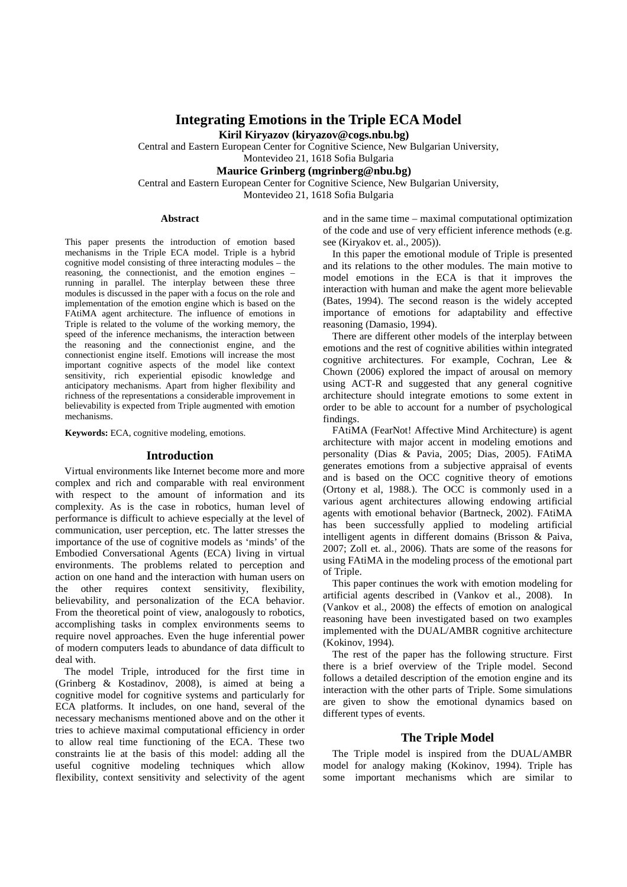# Integrating Emotions in the Triple ECA Model

**Kiril Kiryazov (kiryazov@cogs.nbu.bg)**

Central and Eastern European Center for Cognitive Science, New Bulgarian University,
Montevideo 21, 1618 Sofia Bulgaria

**Maurice Grinberg (mgrinberg@nbu.bg)**

Central and Eastern European Center for Cognitive Science, New Bulgarian University,
Montevideo 21, 1618 Sofia Bulgaria

### Abstract

This paper presents the introduction of emotion based mechanisms in the Triple ECA model. Triple is a hybrid cognitive model consisting of three interacting modules – the reasoning, the connectionist, and the emotion engines – running in parallel. The interplay between these three modules is discussed in the paper with a focus on the role and implementation of the emotion engine which is based on the FAtiMA agent architecture. The influence of emotions in Triple is related to the volume of the working memory, the speed of the inference mechanisms, the interaction between the reasoning and the connectionist engine, and the connectionist engine itself. Emotions will increase the most important cognitive aspects of the model like context sensitivity, rich experiential episodic knowledge and anticipatory mechanisms. Apart from higher flexibility and richness of the representations a considerable improvement in believability is expected from Triple augmented with emotion mechanisms.

**Keywords:** ECA, cognitive modeling, emotions.

## Introduction

Virtual environments like Internet become more and more complex and rich and comparable with real environment with respect to the amount of information and its complexity. As is the case in robotics, human level of performance is difficult to achieve especially at the level of communication, user perception, etc. The latter stresses the importance of the use of cognitive models as 'minds' of the Embodied Conversational Agents (ECA) living in virtual environments. The problems related to perception and action on one hand and the interaction with human users on the other requires context sensitivity, flexibility, believability, and personalization of the ECA behavior. From the theoretical point of view, analogously to robotics, accomplishing tasks in complex environments seems to require novel approaches. Even the huge inferential power of modern computers leads to abundance of data difficult to deal with.

The model Triple, introduced for the first time in (Grinberg & Kostadinov, 2008), is aimed at being a cognitive model for cognitive systems and particularly for ECA platforms. It includes, on one hand, several of the necessary mechanisms mentioned above and on the other it tries to achieve maximal computational efficiency in order to allow real time functioning of the ECA. These two constraints lie at the basis of this model: adding all the useful cognitive modeling techniques which allow flexibility, context sensitivity and selectivity of the agent and in the same time – maximal computational optimization of the code and use of very efficient inference methods (e.g. see (Kiryakov et. al., 2005)).

In this paper the emotional module of Triple is presented and its relations to the other modules. The main motive to model emotions in the ECA is that it improves the interaction with human and make the agent more believable (Bates, 1994). The second reason is the widely accepted importance of emotions for adaptability and effective reasoning (Damasio, 1994).

There are different other models of the interplay between emotions and the rest of cognitive abilities within integrated cognitive architectures. For example, Cochran, Lee & Chown (2006) explored the impact of arousal on memory using ACT-R and suggested that any general cognitive architecture should integrate emotions to some extent in order to be able to account for a number of psychological findings.

FAtiMA (FearNot! Affective Mind Architecture) is agent architecture with major accent in modeling emotions and personality (Dias & Pavia, 2005; Dias, 2005). FAtiMA generates emotions from a subjective appraisal of events and is based on the OCC cognitive theory of emotions (Ortony et al, 1988.). The OCC is commonly used in a various agent architectures allowing endowing artificial agents with emotional behavior (Bartneck, 2002). FAtiMA has been successfully applied to modeling artificial intelligent agents in different domains (Brisson & Paiva, 2007; Zoll et. al., 2006). Thats are some of the reasons for using FAtiMA in the modeling process of the emotional part of Triple.

This paper continues the work with emotion modeling for artificial agents described in (Vankov et al., 2008). In (Vankov et al., 2008) the effects of emotion on analogical reasoning have been investigated based on two examples implemented with the DUAL/AMBR cognitive architecture (Kokinov, 1994).

The rest of the paper has the following structure. First there is a brief overview of the Triple model. Second follows a detailed description of the emotion engine and its interaction with the other parts of Triple. Some simulations are given to show the emotional dynamics based on different types of events.

## The Triple Model

The Triple model is inspired from the DUAL/AMBR model for analogy making (Kokinov, 1994). Triple has some important mechanisms which are similar to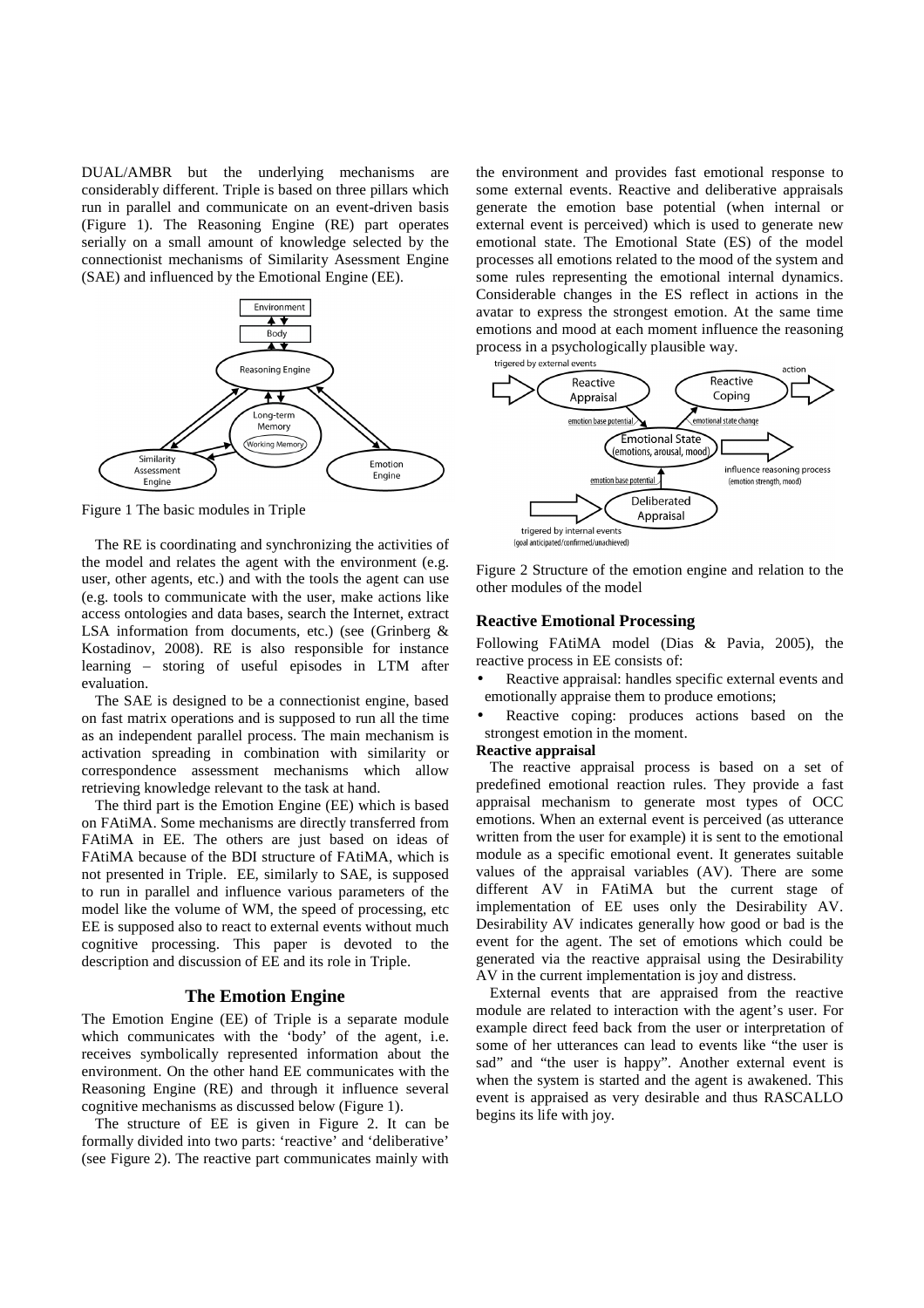DUAL/AMBR but the underlying mechanisms are considerably different. Triple is based on three pillars which run in parallel and communicate on an event-driven basis (Figure 1). The Reasoning Engine (RE) part operates serially on a small amount of knowledge selected by the connectionist mechanisms of Similarity Asessment Engine (SAE) and influenced by the Emotional Engine (EE).

Figure 1 The basic modules in Triple

The RE is coordinating and synchronizing the activities of the model and relates the agent with the environment (e.g. user, other agents, etc.) and with the tools the agent can use (e.g. tools to communicate with the user, make actions like access ontologies and data bases, search the Internet, extract LSA information from documents, etc.) (see (Grinberg & Kostadinov, 2008). RE is also responsible for instance learning – storing of useful episodes in LTM after evaluation.

The SAE is designed to be a connectionist engine, based on fast matrix operations and is supposed to run all the time as an independent parallel process. The main mechanism is activation spreading in combination with similarity or correspondence assessment mechanisms which allow retrieving knowledge relevant to the task at hand.

The third part is the Emotion Engine (EE) which is based on FAtiMA. Some mechanisms are directly transferred from FAtiMA in EE. The others are just based on ideas of FAtiMA because of the BDI structure of FAtiMA, which is not presented in Triple. EE, similarly to SAE, is supposed to run in parallel and influence various parameters of the model like the volume of WM, the speed of processing, etc EE is supposed also to react to external events without much cognitive processing. This paper is devoted to the description and discussion of EE and its role in Triple.

## The Emotion Engine

The Emotion Engine (EE) of Triple is a separate module which communicates with the 'body' of the agent, i.e. receives symbolically represented information about the environment. On the other hand EE communicates with the Reasoning Engine (RE) and through it influence several cognitive mechanisms as discussed below (Figure 1).

The structure of EE is given in Figure 2. It can be formally divided into two parts: 'reactive' and 'deliberative' (see Figure 2). The reactive part communicates mainly with the environment and provides fast emotional response to some external events. Reactive and deliberative appraisals generate the emotion base potential (when internal or external event is perceived) which is used to generate new emotional state. The Emotional State (ES) of the model processes all emotions related to the mood of the system and some rules representing the emotional internal dynamics. Considerable changes in the ES reflect in actions in the avatar to express the strongest emotion. At the same time emotions and mood at each moment influence the reasoning process in a psychologically plausible way.

Figure 2 Structure of the emotion engine and relation to the other modules of the model

### Reactive Emotional Processing

Following FAtiMA model (Dias & Pavia, 2005), the reactive process in EE consists of:

- Reactive appraisal: handles specific external events and emotionally appraise them to produce emotions;
- Reactive coping: produces actions based on the strongest emotion in the moment.

**Reactive appraisal**

The reactive appraisal process is based on a set of predefined emotional reaction rules. They provide a fast appraisal mechanism to generate most types of OCC emotions. When an external event is perceived (as utterance written from the user for example) it is sent to the emotional module as a specific emotional event. It generates suitable values of the appraisal variables (AV). There are some different AV in FAtiMA but the current stage of implementation of EE uses only the Desirability AV. Desirability AV indicates generally how good or bad is the event for the agent. The set of emotions which could be generated via the reactive appraisal using the Desirability AV in the current implementation is joy and distress.

External events that are appraised from the reactive module are related to interaction with the agent's user. For example direct feed back from the user or interpretation of some of her utterances can lead to events like "the user is sad" and "the user is happy". Another external event is when the system is started and the agent is awakened. This event is appraised as very desirable and thus RASCALLO begins its life with joy.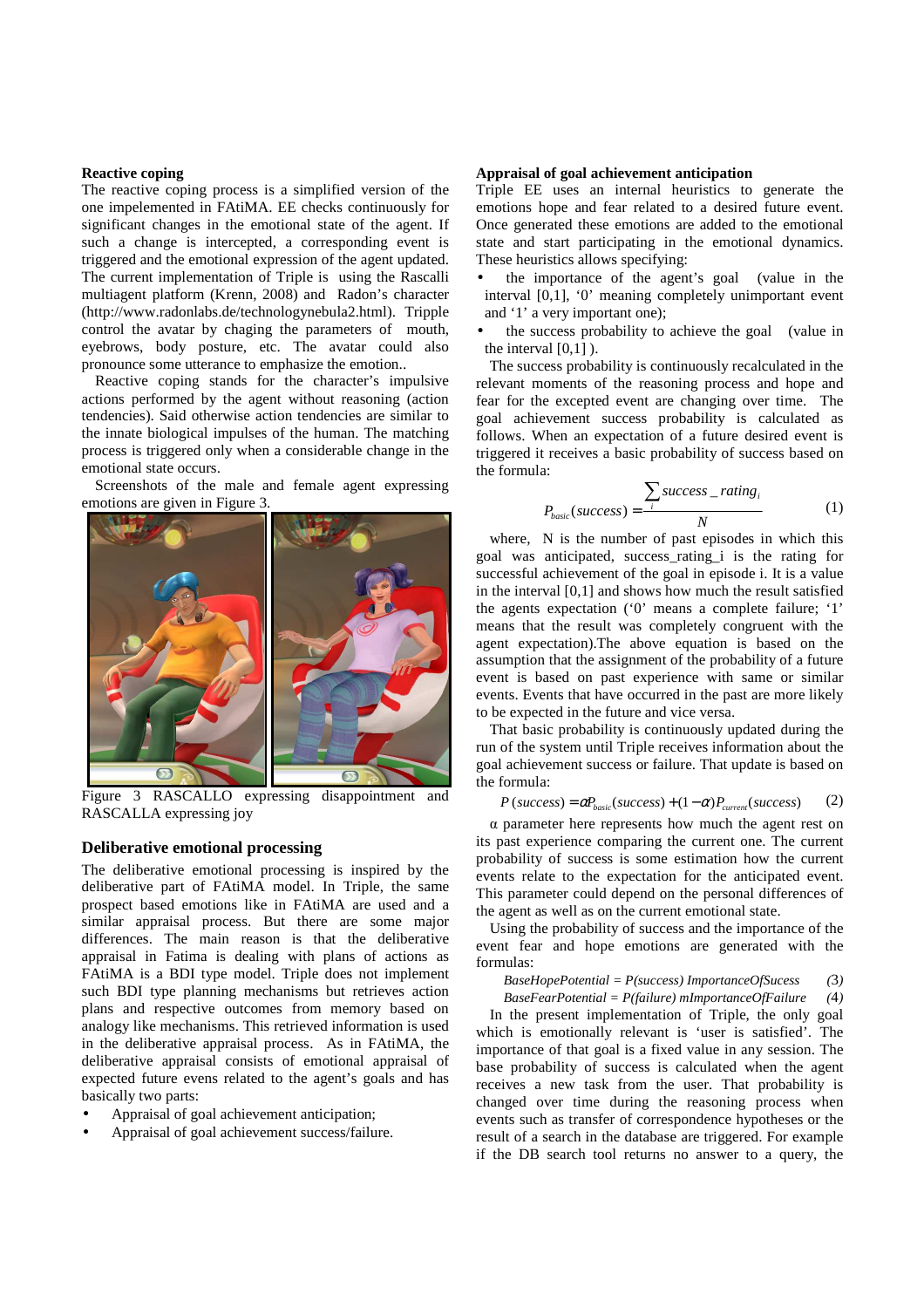### Reactive coping

The reactive coping process is a simplified version of the one impelemented in FAtiMA. EE checks continuously for significant changes in the emotional state of the agent. If such a change is intercepted, a corresponding event is triggered and the emotional expression of the agent updated. The current implementation of Triple is using the Rascalli multiagent platform (Krenn, 2008) and Radon's character (http://www.radonlabs.de/technologynebula2.html). Tripple control the avatar by chaging the parameters of mouth, eyebrows, body posture, etc. The avatar could also pronounce some utterance to emphasize the emotion..

Reactive coping stands for the character's impulsive actions performed by the agent without reasoning (action tendencies). Said otherwise action tendencies are similar to the innate biological impulses of the human. The matching process is triggered only when a considerable change in the emotional state occurs.

Screenshots of the male and female agent expressing emotions are given in Figure 3.

Figure 3 RASCALLO expressing disappointment and RASCALLA expressing joy

### Deliberative emotional processing

The deliberative emotional processing is inspired by the deliberative part of FAtiMA model. In Triple, the same prospect based emotions like in FAtiMA are used and a similar appraisal process. But there are some major differences. The main reason is that the deliberative appraisal in Fatima is dealing with plans of actions as FAtiMA is a BDI type model. Triple does not implement such BDI type planning mechanisms but retrieves action plans and respective outcomes from memory based on analogy like mechanisms. This retrieved information is used in the deliberative appraisal process. As in FAtiMA, the deliberative appraisal consists of emotional appraisal of expected future evens related to the agent's goals and has basically two parts:

- Appraisal of goal achievement anticipation;
- Appraisal of goal achievement success/failure.

### Appraisal of goal achievement anticipation

Triple EE uses an internal heuristics to generate the emotions hope and fear related to a desired future event. Once generated these emotions are added to the emotional state and start participating in the emotional dynamics. These heuristics allows specifying:

- the importance of the agent's goal (value in the interval [0,1], '0' meaning completely unimportant event and '1' a very important one);
- the success probability to achieve the goal (value in the interval [0,1] ).

The success probability is continuously recalculated in the relevant moments of the reasoning process and hope and fear for the excepted event are changing over time. The goal achievement success probability is calculated as follows. When an expectation of a future desired event is triggered it receives a basic probability of success based on the formula:

$$P_{basic}(success) = \frac{\sum_i success\_rating_i}{N} \qquad (1)$$

where, N is the number of past episodes in which this goal was anticipated, success_rating_i is the rating for successful achievement of the goal in episode i. It is a value in the interval [0,1] and shows how much the result satisfied the agents expectation ('0' means a complete failure; '1' means that the result was completely congruent with the agent expectation).The above equation is based on the assumption that the assignment of the probability of a future event is based on past experience with same or similar events. Events that have occurred in the past are more likely to be expected in the future and vice versa.

That basic probability is continuously updated during the run of the system until Triple receives information about the goal achievement success or failure. That update is based on the formula:

$$P(success) = \alpha P_{basic}(success) + (1-\alpha) P_{current}(success) \qquad (2)$$

α parameter here represents how much the agent rest on its past experience comparing the current one. The current probability of success is some estimation how the current events relate to the expectation for the anticipated event. This parameter could depend on the personal differences of the agent as well as on the current emotional state.

Using the probability of success and the importance of the event fear and hope emotions are generated with the formulas:

$$BaseHopePotential = P(success)\ ImportanceOfSucess \qquad (3)$$

$$BaseFearPotential = P(failure)\ mImportanceOfFailure \qquad (4)$$

In the present implementation of Triple, the only goal which is emotionally relevant is 'user is satisfied'. The importance of that goal is a fixed value in any session. The base probability of success is calculated when the agent receives a new task from the user. That probability is changed over time during the reasoning process when events such as transfer of correspondence hypotheses or the result of a search in the database are triggered. For example if the DB search tool returns no answer to a query, the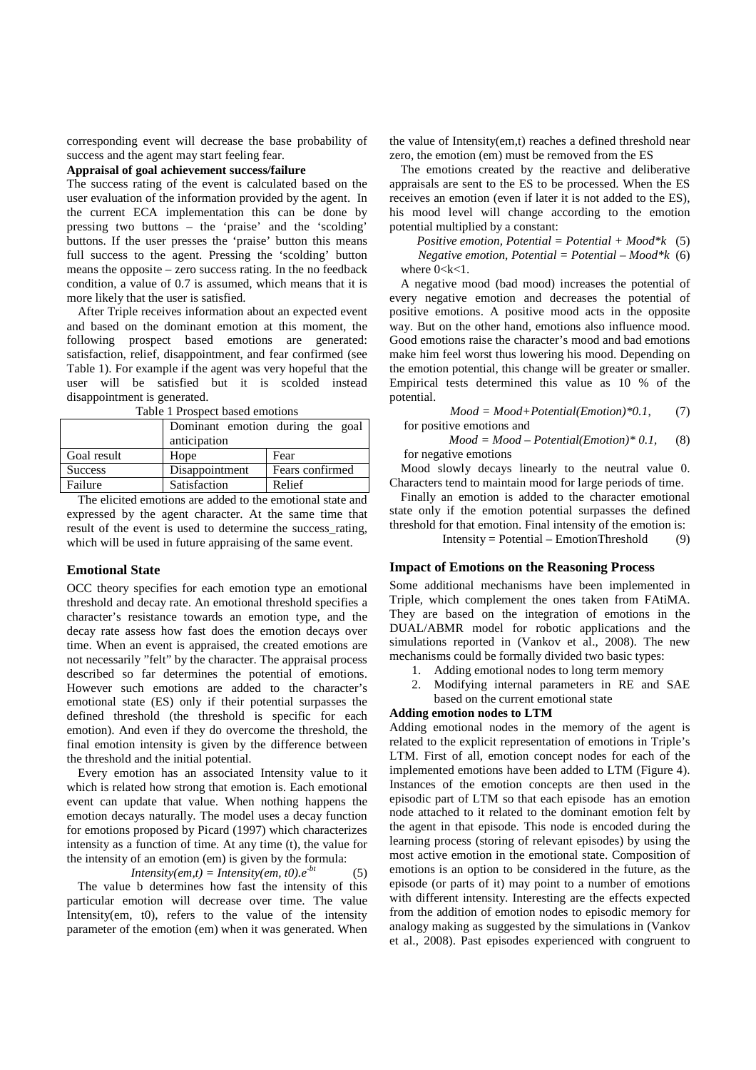corresponding event will decrease the base probability of success and the agent may start feeling fear.

**Appraisal of goal achievement success/failure**

The success rating of the event is calculated based on the user evaluation of the information provided by the agent. In the current ECA implementation this can be done by pressing two buttons – the 'praise' and the 'scolding' buttons. If the user presses the 'praise' button this means full success to the agent. Pressing the 'scolding' button means the opposite – zero success rating. In the no feedback condition, a value of 0.7 is assumed, which means that it is more likely that the user is satisfied.

After Triple receives information about an expected event and based on the dominant emotion at this moment, the following prospect based emotions are generated: satisfaction, relief, disappointment, and fear confirmed (see Table 1). For example if the agent was very hopeful that the user will be satisfied but it is scolded instead disappointment is generated.

Table 1 Prospect based emotions

| | Dominant emotion during the goal anticipation | |
|---|---|---|
| Goal result | Hope | Fear |
| Success | Disappointment | Fears confirmed |
| Failure | Satisfaction | Relief |

The elicited emotions are added to the emotional state and expressed by the agent character. At the same time that result of the event is used to determine the success_rating, which will be used in future appraising of the same event.

## Emotional State

OCC theory specifies for each emotion type an emotional threshold and decay rate. An emotional threshold specifies a character's resistance towards an emotion type, and the decay rate assess how fast does the emotion decays over time. When an event is appraised, the created emotions are not necessarily "felt" by the character. The appraisal process described so far determines the potential of emotions. However such emotions are added to the character's emotional state (ES) only if their potential surpasses the defined threshold (the threshold is specific for each emotion). And even if they do overcome the threshold, the final emotion intensity is given by the difference between the threshold and the initial potential.

Every emotion has an associated Intensity value to it which is related how strong that emotion is. Each emotional event can update that value. When nothing happens the emotion decays naturally. The model uses a decay function for emotions proposed by Picard (1997) which characterizes intensity as a function of time. At any time (t), the value for the intensity of an emotion (em) is given by the formula:

$$Intensity(em,t) = Intensity(em, t0).e^{-bt} \quad (5)$$

The value b determines how fast the intensity of this particular emotion will decrease over time. The value Intensity(em, t0), refers to the value of the intensity parameter of the emotion (em) when it was generated. When the value of Intensity(em,t) reaches a defined threshold near zero, the emotion (em) must be removed from the ES

The emotions created by the reactive and deliberative appraisals are sent to the ES to be processed. When the ES receives an emotion (even if later it is not added to the ES), his mood level will change according to the emotion potential multiplied by a constant:

$$\textit{Positive emotion, } Potential = Potential + Mood*k \quad (5)$$

$$\textit{Negative emotion, } Potential = Potential - Mood*k \quad (6)$$

where $0<k<1$.

A negative mood (bad mood) increases the potential of every negative emotion and decreases the potential of positive emotions. A positive mood acts in the opposite way. But on the other hand, emotions also influence mood. Good emotions raise the character's mood and bad emotions make him feel worst thus lowering his mood. Depending on the emotion potential, this change will be greater or smaller. Empirical tests determined this value as 10 % of the potential.

$$Mood = Mood+Potential(Emotion)*0.1, \quad (7)$$

for positive emotions and

$$Mood = Mood - Potential(Emotion)* 0.1, \quad (8)$$

for negative emotions

Mood slowly decays linearly to the neutral value 0. Characters tend to maintain mood for large periods of time.

Finally an emotion is added to the character emotional state only if the emotion potential surpasses the defined threshold for that emotion. Final intensity of the emotion is:

$$\text{Intensity} = \text{Potential} - \text{EmotionThreshold} \quad (9)$$

## Impact of Emotions on the Reasoning Process

Some additional mechanisms have been implemented in Triple, which complement the ones taken from FAtiMA. They are based on the integration of emotions in the DUAL/ABMR model for robotic applications and the simulations reported in (Vankov et al., 2008). The new mechanisms could be formally divided two basic types:

1. Adding emotional nodes to long term memory
2. Modifying internal parameters in RE and SAE based on the current emotional state

**Adding emotion nodes to LTM**

Adding emotional nodes in the memory of the agent is related to the explicit representation of emotions in Triple's LTM. First of all, emotion concept nodes for each of the implemented emotions have been added to LTM (Figure 4). Instances of the emotion concepts are then used in the episodic part of LTM so that each episode has an emotion node attached to it related to the dominant emotion felt by the agent in that episode. This node is encoded during the learning process (storing of relevant episodes) by using the most active emotion in the emotional state. Composition of emotions is an option to be considered in the future, as the episode (or parts of it) may point to a number of emotions with different intensity. Interesting are the effects expected from the addition of emotion nodes to episodic memory for analogy making as suggested by the simulations in (Vankov et al., 2008). Past episodes experienced with congruent to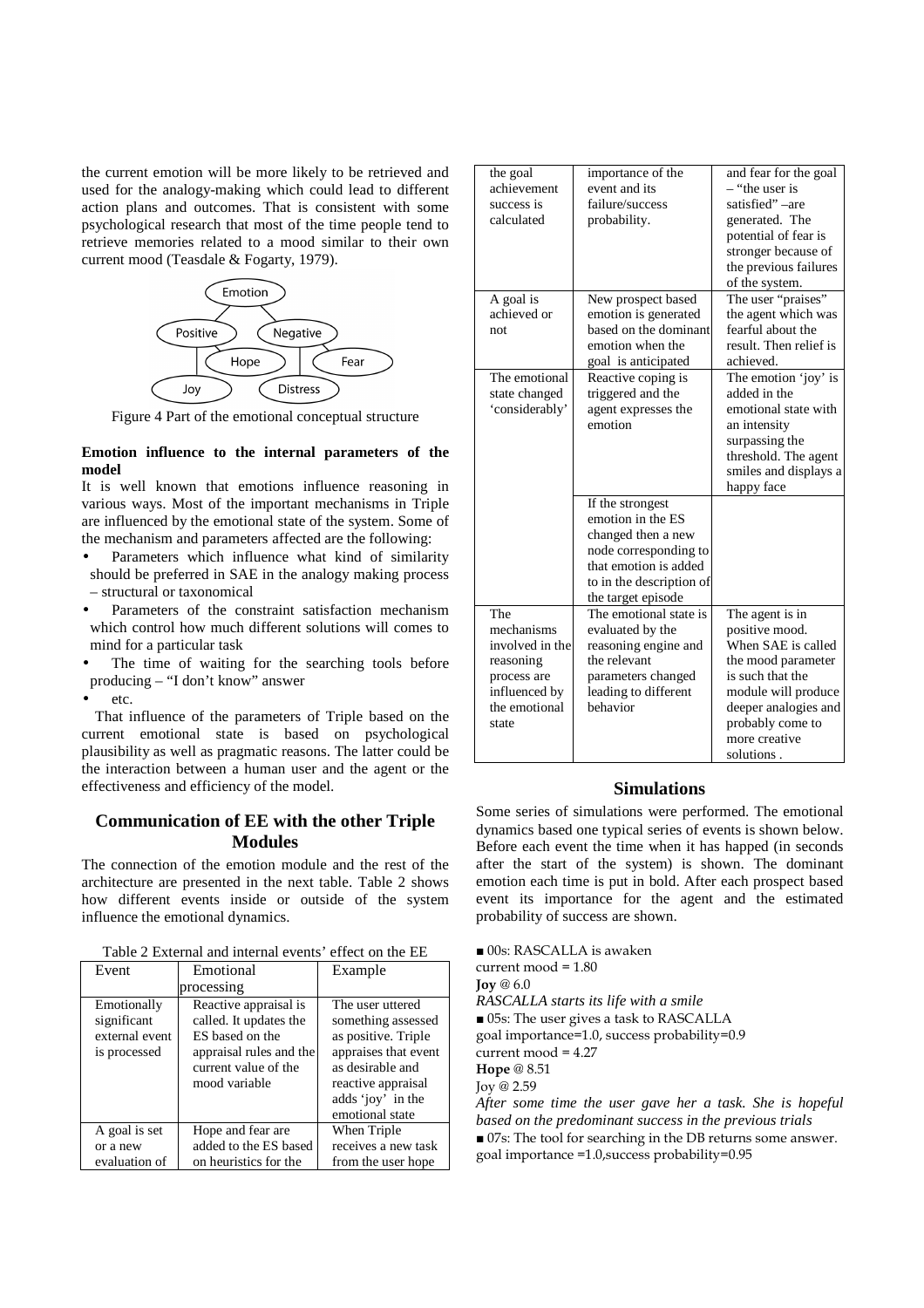the current emotion will be more likely to be retrieved and used for the analogy-making which could lead to different action plans and outcomes. That is consistent with some psychological research that most of the time people tend to retrieve memories related to a mood similar to their own current mood (Teasdale & Fogarty, 1979).

Figure 4 Part of the emotional conceptual structure

**Emotion influence to the internal parameters of the model**

It is well known that emotions influence reasoning in various ways. Most of the important mechanisms in Triple are influenced by the emotional state of the system. Some of the mechanism and parameters affected are the following:

- Parameters which influence what kind of similarity should be preferred in SAE in the analogy making process – structural or taxonomical
- Parameters of the constraint satisfaction mechanism which control how much different solutions will comes to mind for a particular task
- The time of waiting for the searching tools before producing – "I don't know" answer
- etc.

That influence of the parameters of Triple based on the current emotional state is based on psychological plausibility as well as pragmatic reasons. The latter could be the interaction between a human user and the agent or the effectiveness and efficiency of the model.

## Communication of EE with the other Triple Modules

The connection of the emotion module and the rest of the architecture are presented in the next table. Table 2 shows how different events inside or outside of the system influence the emotional dynamics.

Table 2 External and internal events' effect on the EE

| Event | Emotional processing | Example |
|---|---|---|
| Emotionally significant external event is processed | Reactive appraisal is called. It updates the ES based on the appraisal rules and the current value of the mood variable | The user uttered something assessed as positive. Triple appraises that event as desirable and reactive appraisal adds 'joy' in the emotional state |
| A goal is set or a new evaluation of the goal achievement success is calculated | Hope and fear are added to the ES based on heuristics for the importance of the event and its failure/success probability. | When Triple receives a new task from the user hope and fear for the goal – "the user is satisfied" –are generated. The potential of fear is stronger because of the previous failures of the system. |
| A goal is achieved or not | New prospect based emotion is generated based on the dominant emotion when the goal is anticipated | The user "praises" the agent which was fearful about the result. Then relief is achieved. |
| The emotional state changed 'considerably' | Reactive coping is triggered and the agent expresses the emotion | The emotion 'joy' is added in the emotional state with an intensity surpassing the threshold. The agent smiles and displays a happy face |
| | If the strongest emotion in the ES changed then a new node corresponding to that emotion is added to in the description of the target episode | |
| The mechanisms involved in the reasoning process are influenced by the emotional state | The emotional state is evaluated by the reasoning engine and the relevant parameters changed leading to different behavior | The agent is in positive mood. When SAE is called the mood parameter is such that the module will produce deeper analogies and probably come to more creative solutions . |

## Simulations

Some series of simulations were performed. The emotional dynamics based one typical series of events is shown below. Before each event the time when it has happed (in seconds after the start of the system) is shown. The dominant emotion each time is put in bold. After each prospect based event its importance for the agent and the estimated probability of success are shown.

■ 00s: RASCALLA is awaken
current mood = 1.80
**Joy** @ 6.0
*RASCALLA starts its life with a smile*

■ 05s: The user gives a task to RASCALLA
goal importance=1.0, success probability=0.9
current mood = 4.27
**Hope** @ 8.51
Joy @ 2.59
*After some time the user gave her a task. She is hopeful based on the predominant success in the previous trials*

■ 07s: The tool for searching in the DB returns some answer.
goal importance =1.0,success probability=0.95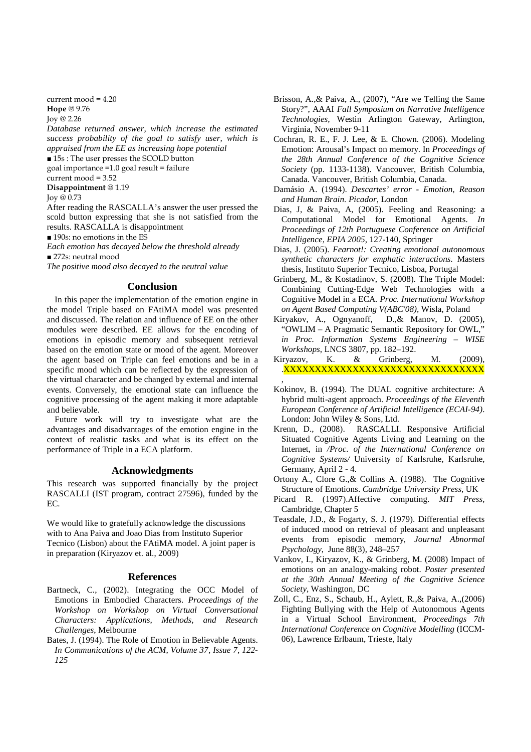current mood = 4.20
**Hope** @ 9.76
Joy @ 2.26
*Database returned answer, which increase the estimated success probability of the goal to satisfy user, which is appraised from the EE as increasing hope potential*
■ 15s : The user presses the SCOLD button
goal importance =1.0 goal result = failure
current mood = 3.52
**Disappointment** @ 1.19
Joy @ 0.73
After reading the RASCALLA's answer the user pressed the scold button expressing that she is not satisfied from the results. RASCALLA is disappointment
■ 190s: no emotions in the ES
*Each emotion has decayed below the threshold already*
■ 272s: neutral mood
*The positive mood also decayed to the neutral value*

## Conclusion

In this paper the implementation of the emotion engine in the model Triple based on FAtiMA model was presented and discussed. The relation and influence of EE on the other modules were described. EE allows for the encoding of emotions in episodic memory and subsequent retrieval based on the emotion state or mood of the agent. Moreover the agent based on Triple can feel emotions and be in a specific mood which can be reflected by the expression of the virtual character and be changed by external and internal events. Conversely, the emotional state can influence the cognitive processing of the agent making it more adaptable and believable.

Future work will try to investigate what are the advantages and disadvantages of the emotion engine in the context of realistic tasks and what is its effect on the performance of Triple in a ECA platform.

## Acknowledgments

This research was supported financially by the project RASCALLI (IST program, contract 27596), funded by the EC.

We would like to gratefully acknowledge the discussions with to Ana Paiva and Joao Dias from Instituto Superior Tecnico (Lisbon) about the FAtiMA model. A joint paper is in preparation (Kiryazov et. al., 2009)

## References

Bartneck, C., (2002). Integrating the OCC Model of Emotions in Embodied Characters. *Proceedings of the Workshop on Workshop on Virtual Conversational Characters: Applications, Methods, and Research Challenges*, Melbourne

Bates, J. (1994). The Role of Emotion in Believable Agents. *In Communications of the ACM, Volume 37, Issue 7, 122-125*

Brisson, A.,& Paiva, A., (2007), "Are we Telling the Same Story?", AAAI *Fall Symposium on Narrative Intelligence Technologies*, Westin Arlington Gateway, Arlington, Virginia, November 9-11

Cochran, R. E., F. J. Lee, & E. Chown. (2006). Modeling Emotion: Arousal's Impact on memory. In *Proceedings of the 28th Annual Conference of the Cognitive Science Society* (pp. 1133-1138). Vancouver, British Columbia, Canada. Vancouver, British Columbia, Canada.

Damásio A. (1994). *Descartes' error - Emotion, Reason and Human Brain. Picador*, London

Dias, J, & Paiva, A, (2005). Feeling and Reasoning: a Computational Model for Emotional Agents. *In Proceedings of 12th Portuguese Conference on Artificial Intelligence, EPIA 2005*, 127-140, Springer

Dias, J. (2005). *Fearnot!: Creating emotional autonomous synthetic characters for emphatic interactions*. Masters thesis, Instituto Superior Tecnico, Lisboa, Portugal

Grinberg, M., & Kostadinov, S. (2008). The Triple Model: Combining Cutting-Edge Web Technologies with a Cognitive Model in a ECA. *Proc. International Workshop on Agent Based Computing V(ABC'08)*, Wisla, Poland

Kiryakov, A., Ognyanoff, D.,& Manov, D. (2005), "OWLIM – A Pragmatic Semantic Repository for OWL," *in Proc. Information Systems Engineering – WISE Workshops*, LNCS 3807, pp. 182–192.

Kiryazov, K. & Grinberg, M. (2009), .XXXXXXXXXXXXXXXXXXXXXXXXXXXXXX ,

Kokinov, B. (1994). The DUAL cognitive architecture: A hybrid multi-agent approach. *Proceedings of the Eleventh European Conference of Artificial Intelligence (ECAI-94)*. London: John Wiley & Sons, Ltd.

Krenn, D., (2008). RASCALLI. Responsive Artificial Situated Cognitive Agents Living and Learning on the Internet, in */Proc. of the International Conference on Cognitive Systems/* University of Karlsruhe, Karlsruhe, Germany, April 2 - 4.

Ortony A., Clore G.,& Collins A. (1988). The Cognitive Structure of Emotions. *Cambridge University Press*, UK

Picard R. (1997).Affective computing. *MIT Press*, Cambridge, Chapter 5

Teasdale, J.D., & Fogarty, S. J. (1979). Differential effects of induced mood on retrieval of pleasant and unpleasant events from episodic memory, *Journal Abnormal Psychology*, June 88(3), 248–257

Vankov, I., Kiryazov, K., & Grinberg, M. (2008) Impact of emotions on an analogy-making robot. *Poster presented at the 30th Annual Meeting of the Cognitive Science Society*, Washington, DC

Zoll, C., Enz, S., Schaub, H., Aylett, R.,& Paiva, A.,(2006) Fighting Bullying with the Help of Autonomous Agents in a Virtual School Environment, *Proceedings 7th International Conference on Cognitive Modelling* (ICCM-06), Lawrence Erlbaum, Trieste, Italy